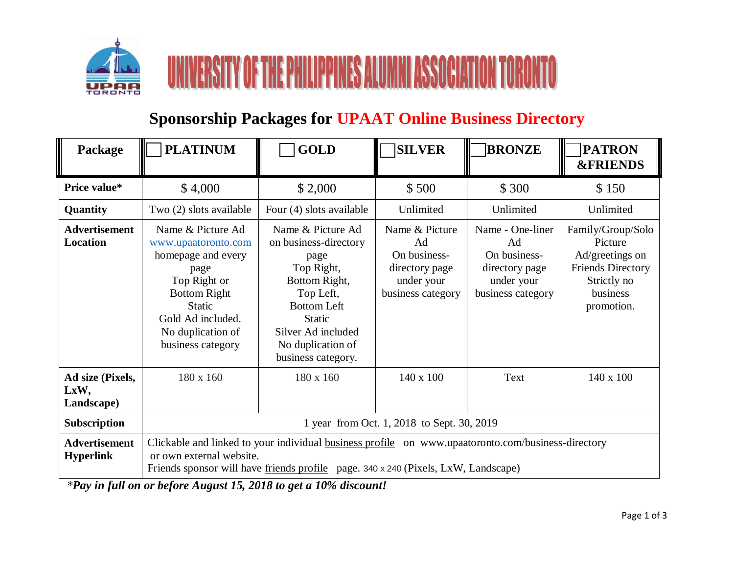# UNIVERSITY OF THE PHILIPPINES ALUMNI ASSOCIATION TORONTO

## Sponsorship Packages for UPAAT Online Business Directory

| Package | PLATINUM | GOLD | SILVER | BRONZE | PATRON &FRIENDS |
|---|---|---|---|---|---|
| **Price value*** | $ 4,000 | $ 2,000 | $ 500 | $ 300 | $ 150 |
| **Quantity** | Two (2) slots available | Four (4) slots available | Unlimited | Unlimited | Unlimited |
| **Advertisement Location** | Name & Picture Ad www.upaatoronto.com homepage and every page Top Right or Bottom Right Static Gold Ad included. No duplication of business category | Name & Picture Ad on business-directory page Top Right, Bottom Right, Top Left, Bottom Left Static Silver Ad included No duplication of business category. | Name & Picture Ad On business-directory page under your business category | Name - One-liner Ad On business-directory page under your business category | Family/Group/Solo Picture Ad/greetings on Friends Directory Strictly no business promotion. |
| **Ad size (Pixels, LxW, Landscape)** | 180 x 160 | 180 x 160 | 140 x 100 | Text | 140 x 100 |
| **Subscription** | 1 year from Oct. 1, 2018 to Sept. 30, 2019 | | | | |
| **Advertisement Hyperlink** | Clickable and linked to your individual business profile on www.upaatoronto.com/business-directory or own external website. Friends sponsor will have friends profile page. 340 x 240 (Pixels, LxW, Landscape) | | | | |

**\*Pay in full on or before August 15, 2018 to get a 10% discount!**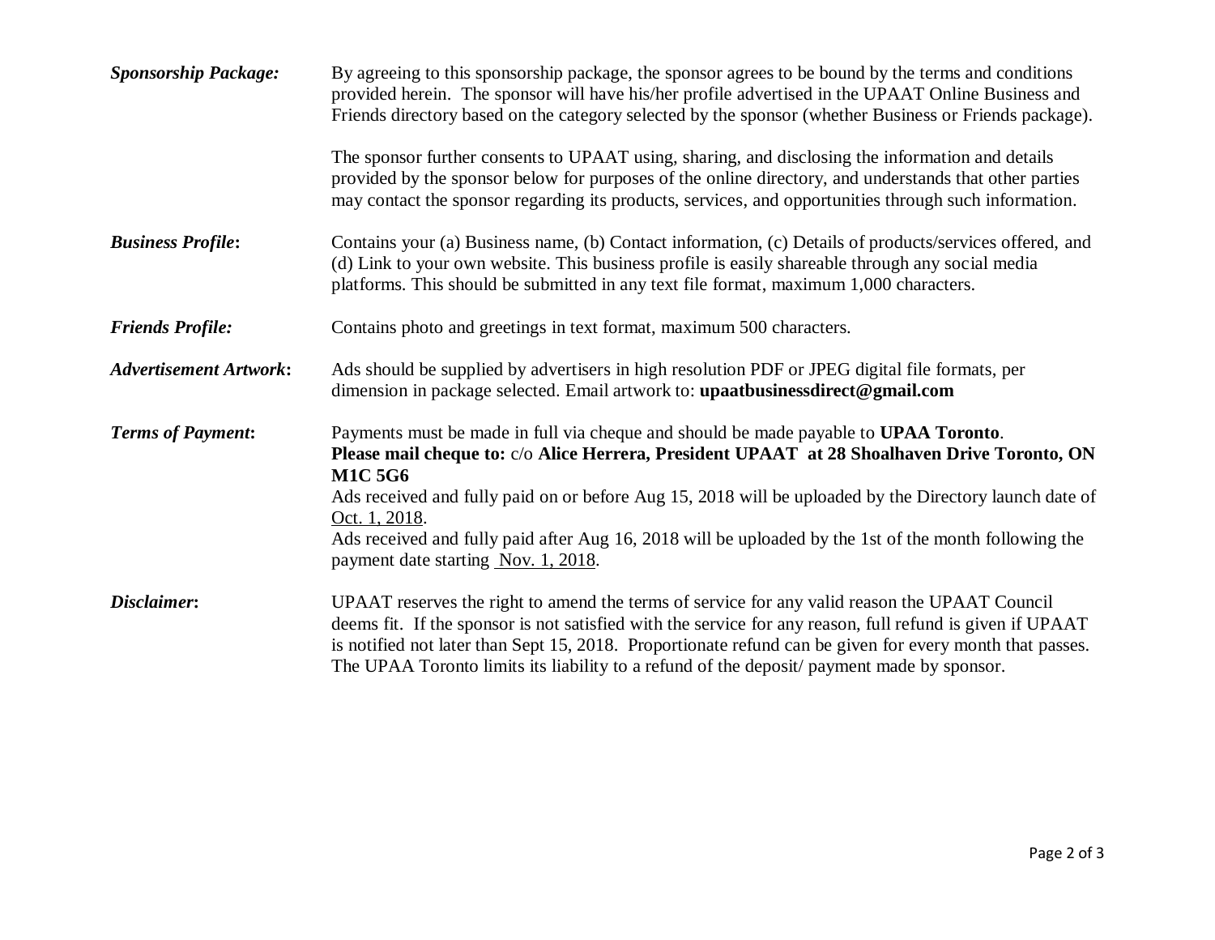***Sponsorship Package:*** By agreeing to this sponsorship package, the sponsor agrees to be bound by the terms and conditions provided herein. The sponsor will have his/her profile advertised in the UPAAT Online Business and Friends directory based on the category selected by the sponsor (whether Business or Friends package).

The sponsor further consents to UPAAT using, sharing, and disclosing the information and details provided by the sponsor below for purposes of the online directory, and understands that other parties may contact the sponsor regarding its products, services, and opportunities through such information.

***Business Profile*:** Contains your (a) Business name, (b) Contact information, (c) Details of products/services offered, and (d) Link to your own website. This business profile is easily shareable through any social media platforms. This should be submitted in any text file format, maximum 1,000 characters.

***Friends Profile:*** Contains photo and greetings in text format, maximum 500 characters.

***Advertisement Artwork*:** Ads should be supplied by advertisers in high resolution PDF or JPEG digital file formats, per dimension in package selected. Email artwork to: **upaatbusinessdirect@gmail.com**

***Terms of Payment*:** Payments must be made in full via cheque and should be made payable to **UPAA Toronto**.
**Please mail cheque to:** c/o **Alice Herrera, President UPAAT at 28 Shoalhaven Drive Toronto, ON M1C 5G6**
Ads received and fully paid on or before Aug 15, 2018 will be uploaded by the Directory launch date of Oct. 1, 2018.
Ads received and fully paid after Aug 16, 2018 will be uploaded by the 1st of the month following the payment date starting Nov. 1, 2018.

***Disclaimer*:** UPAAT reserves the right to amend the terms of service for any valid reason the UPAAT Council deems fit. If the sponsor is not satisfied with the service for any reason, full refund is given if UPAAT is notified not later than Sept 15, 2018. Proportionate refund can be given for every month that passes. The UPAA Toronto limits its liability to a refund of the deposit/ payment made by sponsor.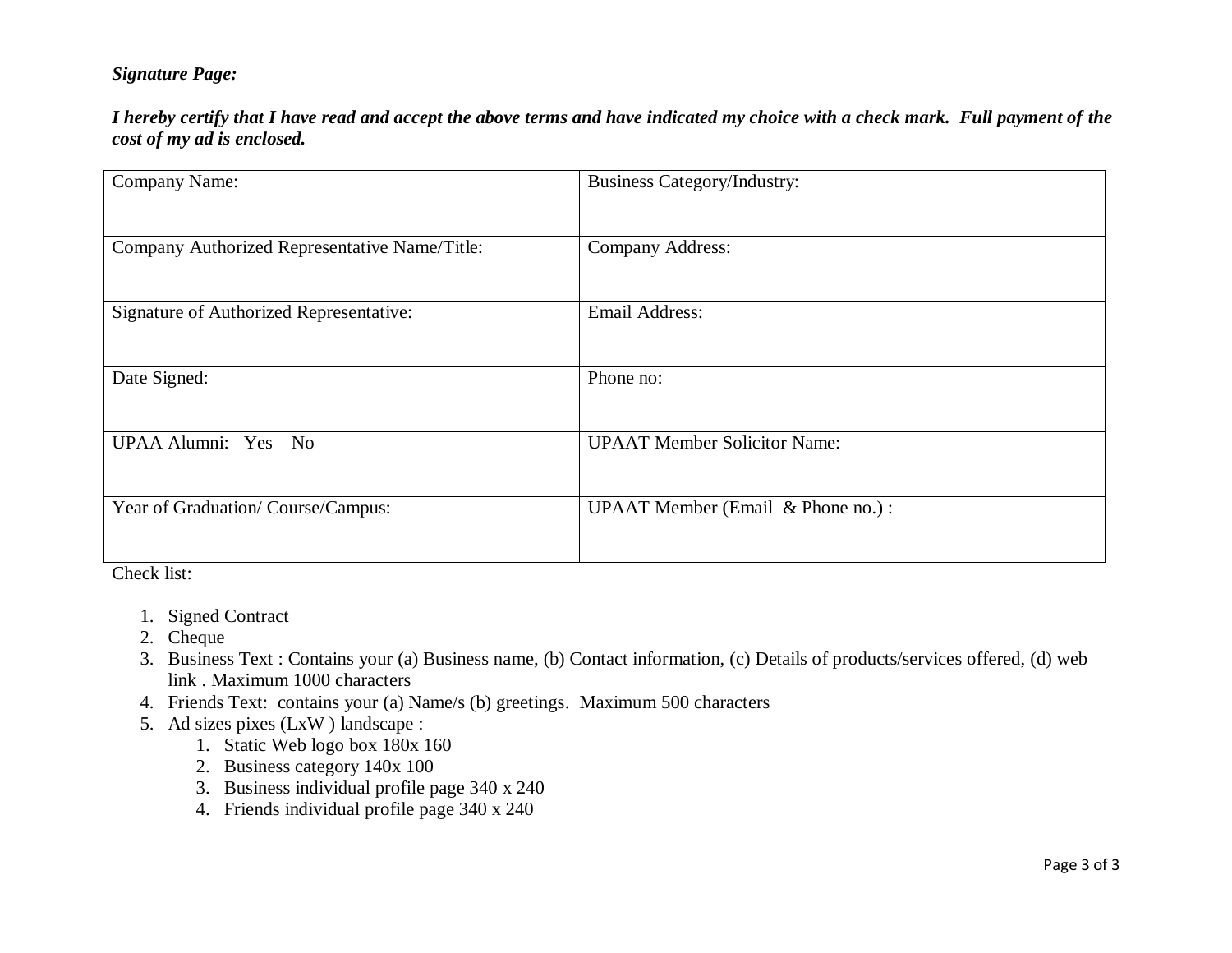***Signature Page:***

***I hereby certify that I have read and accept the above terms and have indicated my choice with a check mark. Full payment of the cost of my ad is enclosed.***

| | |
|---|---|
| Company Name: | Business Category/Industry: |
| Company Authorized Representative Name/Title: | Company Address: |
| Signature of Authorized Representative: | Email Address: |
| Date Signed: | Phone no: |
| UPAA Alumni: Yes No | UPAAT Member Solicitor Name: |
| Year of Graduation/ Course/Campus: | UPAAT Member (Email & Phone no.) : |

Check list:

1. Signed Contract
2. Cheque
3. Business Text : Contains your (a) Business name, (b) Contact information, (c) Details of products/services offered, (d) web link . Maximum 1000 characters
4. Friends Text: contains your (a) Name/s (b) greetings. Maximum 500 characters
5. Ad sizes pixes (LxW ) landscape :
    1. Static Web logo box 180x 160
    2. Business category 140x 100
    3. Business individual profile page 340 x 240
    4. Friends individual profile page 340 x 240